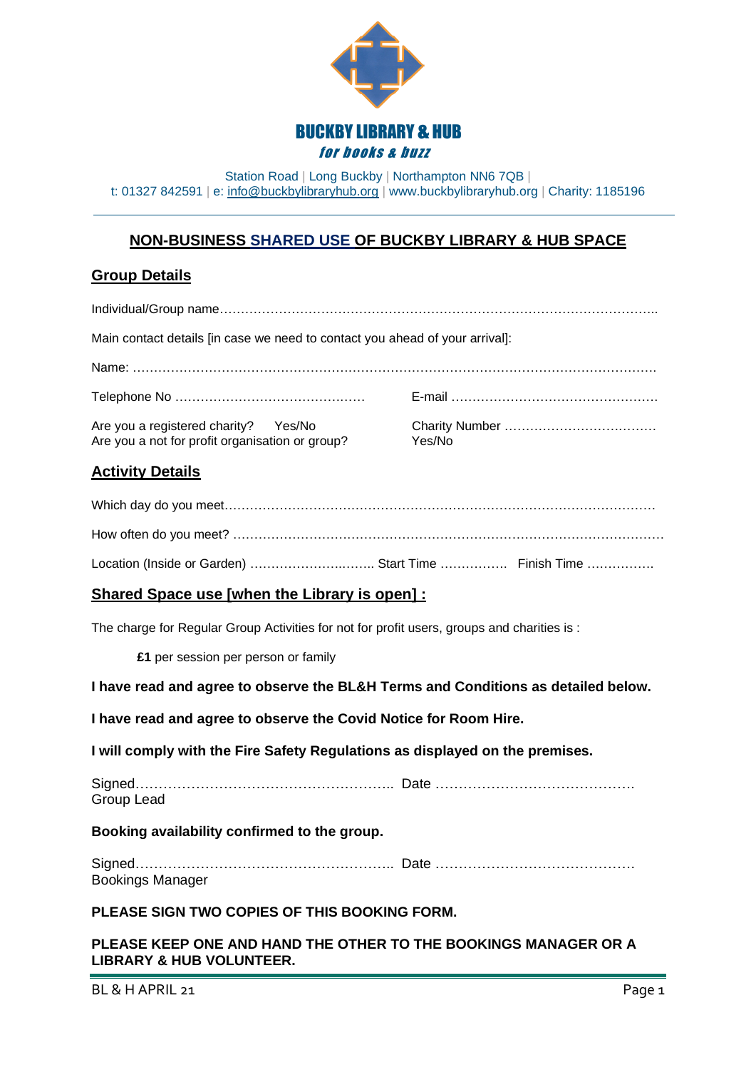**BUCKBY LIBRARY & HUB**

*for books & buzz*

Station Road | Long Buckby | Northampton NN6 7QB |
t: 01327 842591 | e: info@buckbylibraryhub.org | www.buckbylibraryhub.org | Charity: 1185196

---

## NON-BUSINESS SHARED USE OF BUCKBY LIBRARY & HUB SPACE

### Group Details

Individual/Group name…………………………………………………………………………………………..

Main contact details [in case we need to contact you ahead of your arrival]:

Name: ……………………………………………………………………………………………………………….

Telephone No ………………………………………　　　E-mail ………………………………………….

Are you a registered charity?　Yes/No　　　Charity Number ………………………………
Are you a not for profit organisation or group?　　　Yes/No

### Activity Details

Which day do you meet……………………………………………………………………………………………

How often do you meet? ……………………………………………………………………………………………

Location (Inside or Garden) ……………………….. Start Time ……………. Finish Time …………….

### Shared Space use [when the Library is open] :

The charge for Regular Group Activities for not for profit users, groups and charities is :

**£1** per session per person or family

**I have read and agree to observe the BL&H Terms and Conditions as detailed below.**

**I have read and agree to observe the Covid Notice for Room Hire.**

**I will comply with the Fire Safety Regulations as displayed on the premises.**

Signed……………………………………………….. Date …………………………………….
Group Lead

**Booking availability confirmed to the group.**

Signed……………………………………………….. Date …………………………………….
Bookings Manager

**PLEASE SIGN TWO COPIES OF THIS BOOKING FORM.**

**PLEASE KEEP ONE AND HAND THE OTHER TO THE BOOKINGS MANAGER OR A LIBRARY & HUB VOLUNTEER.**

BL & H APRIL 21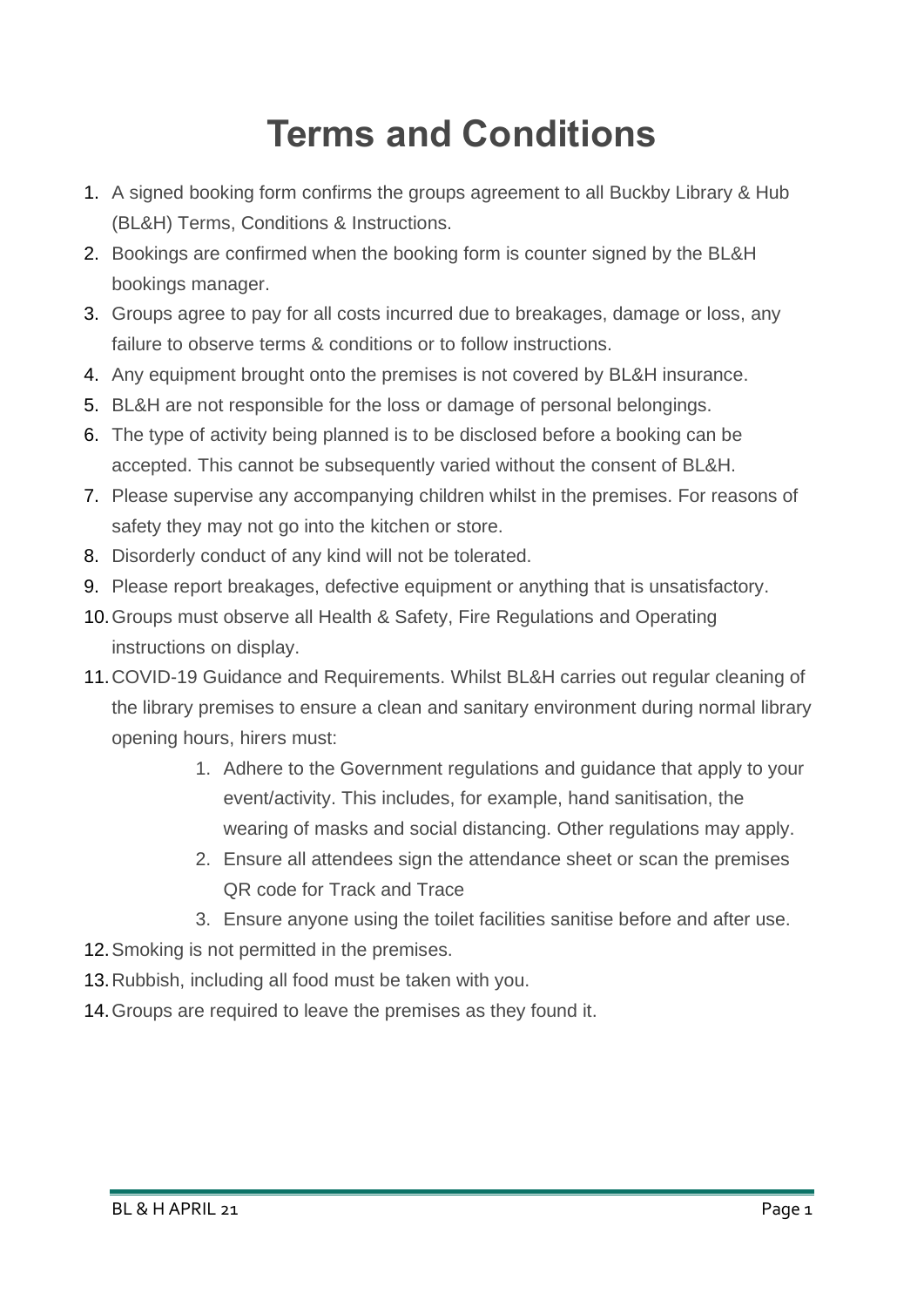# Terms and Conditions

1. A signed booking form confirms the groups agreement to all Buckby Library & Hub (BL&H) Terms, Conditions & Instructions.
2. Bookings are confirmed when the booking form is counter signed by the BL&H bookings manager.
3. Groups agree to pay for all costs incurred due to breakages, damage or loss, any failure to observe terms & conditions or to follow instructions.
4. Any equipment brought onto the premises is not covered by BL&H insurance.
5. BL&H are not responsible for the loss or damage of personal belongings.
6. The type of activity being planned is to be disclosed before a booking can be accepted. This cannot be subsequently varied without the consent of BL&H.
7. Please supervise any accompanying children whilst in the premises. For reasons of safety they may not go into the kitchen or store.
8. Disorderly conduct of any kind will not be tolerated.
9. Please report breakages, defective equipment or anything that is unsatisfactory.
10. Groups must observe all Health & Safety, Fire Regulations and Operating instructions on display.
11. COVID-19 Guidance and Requirements. Whilst BL&H carries out regular cleaning of the library premises to ensure a clean and sanitary environment during normal library opening hours, hirers must:
    1. Adhere to the Government regulations and guidance that apply to your event/activity. This includes, for example, hand sanitisation, the wearing of masks and social distancing. Other regulations may apply.
    2. Ensure all attendees sign the attendance sheet or scan the premises QR code for Track and Trace
    3. Ensure anyone using the toilet facilities sanitise before and after use.
12. Smoking is not permitted in the premises.
13. Rubbish, including all food must be taken with you.
14. Groups are required to leave the premises as they found it.